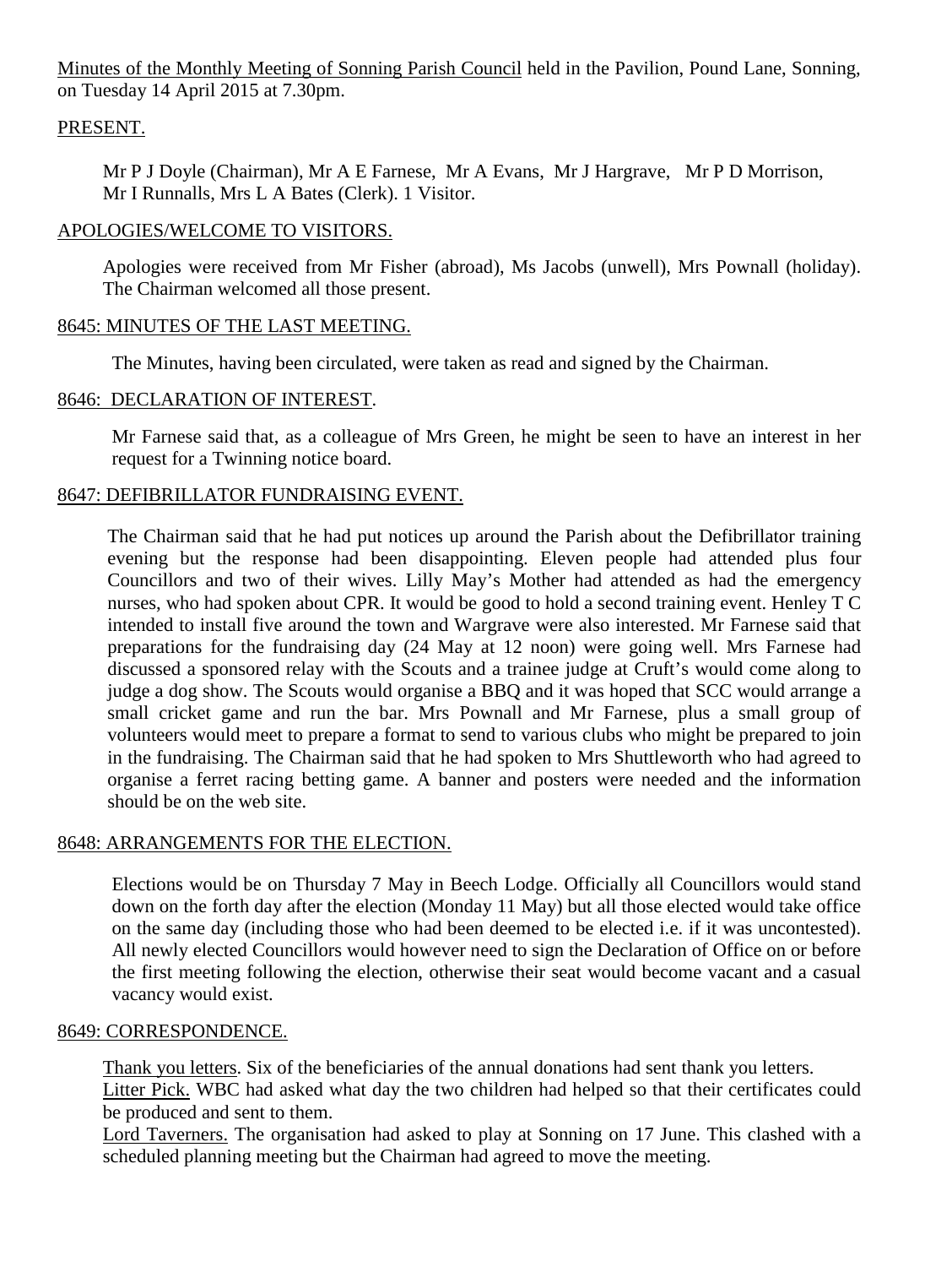Minutes of the Monthly Meeting of Sonning Parish Council held in the Pavilion, Pound Lane, Sonning, on Tuesday 14 April 2015 at 7.30pm.

## PRESENT.

Mr P J Doyle (Chairman), Mr A E Farnese, Mr A Evans, Mr J Hargrave, Mr P D Morrison, Mr I Runnalls, Mrs L A Bates (Clerk). 1 Visitor.

## APOLOGIES/WELCOME TO VISITORS.

Apologies were received from Mr Fisher (abroad), Ms Jacobs (unwell), Mrs Pownall (holiday). The Chairman welcomed all those present.

## 8645: MINUTES OF THE LAST MEETING.

The Minutes, having been circulated, were taken as read and signed by the Chairman.

## 8646: DECLARATION OF INTEREST.

Mr Farnese said that, as a colleague of Mrs Green, he might be seen to have an interest in her request for a Twinning notice board.

## 8647: DEFIBRILLATOR FUNDRAISING EVENT.

The Chairman said that he had put notices up around the Parish about the Defibrillator training evening but the response had been disappointing. Eleven people had attended plus four Councillors and two of their wives. Lilly May's Mother had attended as had the emergency nurses, who had spoken about CPR. It would be good to hold a second training event. Henley T C intended to install five around the town and Wargrave were also interested. Mr Farnese said that preparations for the fundraising day (24 May at 12 noon) were going well. Mrs Farnese had discussed a sponsored relay with the Scouts and a trainee judge at Cruft's would come along to judge a dog show. The Scouts would organise a BBQ and it was hoped that SCC would arrange a small cricket game and run the bar. Mrs Pownall and Mr Farnese, plus a small group of volunteers would meet to prepare a format to send to various clubs who might be prepared to join in the fundraising. The Chairman said that he had spoken to Mrs Shuttleworth who had agreed to organise a ferret racing betting game. A banner and posters were needed and the information should be on the web site.

## 8648: ARRANGEMENTS FOR THE ELECTION.

Elections would be on Thursday 7 May in Beech Lodge. Officially all Councillors would stand down on the forth day after the election (Monday 11 May) but all those elected would take office on the same day (including those who had been deemed to be elected i.e. if it was uncontested). All newly elected Councillors would however need to sign the Declaration of Office on or before the first meeting following the election, otherwise their seat would become vacant and a casual vacancy would exist.

## 8649: CORRESPONDENCE.

Thank you letters. Six of the beneficiaries of the annual donations had sent thank you letters.

Litter Pick. WBC had asked what day the two children had helped so that their certificates could be produced and sent to them.

Lord Taverners. The organisation had asked to play at Sonning on 17 June. This clashed with a scheduled planning meeting but the Chairman had agreed to move the meeting.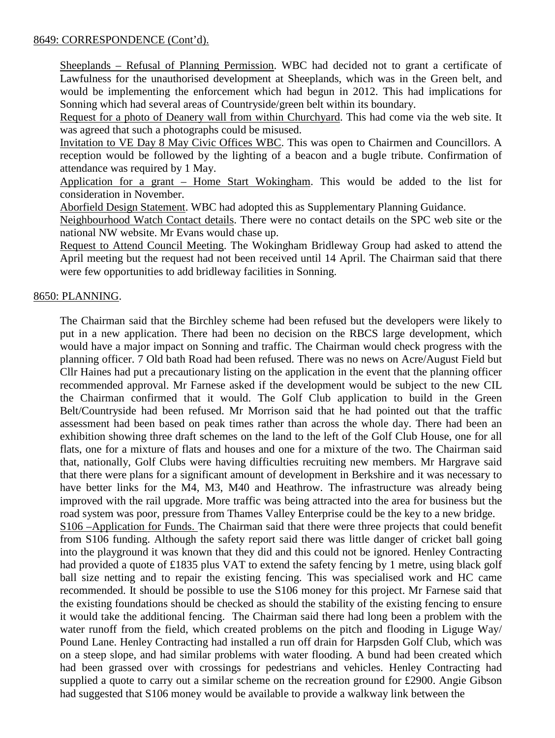8649: CORRESPONDENCE (Cont'd).

Sheeplands – Refusal of Planning Permission. WBC had decided not to grant a certificate of Lawfulness for the unauthorised development at Sheeplands, which was in the Green belt, and would be implementing the enforcement which had begun in 2012. This had implications for Sonning which had several areas of Countryside/green belt within its boundary.

Request for a photo of Deanery wall from within Churchyard. This had come via the web site. It was agreed that such a photographs could be misused.

Invitation to VE Day 8 May Civic Offices WBC. This was open to Chairmen and Councillors. A reception would be followed by the lighting of a beacon and a bugle tribute. Confirmation of attendance was required by 1 May.

Application for a grant – Home Start Wokingham. This would be added to the list for consideration in November.

Aborfield Design Statement. WBC had adopted this as Supplementary Planning Guidance.

Neighbourhood Watch Contact details. There were no contact details on the SPC web site or the national NW website. Mr Evans would chase up.

Request to Attend Council Meeting. The Wokingham Bridleway Group had asked to attend the April meeting but the request had not been received until 14 April. The Chairman said that there were few opportunities to add bridleway facilities in Sonning.

8650: PLANNING.

The Chairman said that the Birchley scheme had been refused but the developers were likely to put in a new application. There had been no decision on the RBCS large development, which would have a major impact on Sonning and traffic. The Chairman would check progress with the planning officer. 7 Old bath Road had been refused. There was no news on Acre/August Field but Cllr Haines had put a precautionary listing on the application in the event that the planning officer recommended approval. Mr Farnese asked if the development would be subject to the new CIL the Chairman confirmed that it would. The Golf Club application to build in the Green Belt/Countryside had been refused. Mr Morrison said that he had pointed out that the traffic assessment had been based on peak times rather than across the whole day. There had been an exhibition showing three draft schemes on the land to the left of the Golf Club House, one for all flats, one for a mixture of flats and houses and one for a mixture of the two. The Chairman said that, nationally, Golf Clubs were having difficulties recruiting new members. Mr Hargrave said that there were plans for a significant amount of development in Berkshire and it was necessary to have better links for the M4, M3, M40 and Heathrow. The infrastructure was already being improved with the rail upgrade. More traffic was being attracted into the area for business but the road system was poor, pressure from Thames Valley Enterprise could be the key to a new bridge.

S106 –Application for Funds. The Chairman said that there were three projects that could benefit from S106 funding. Although the safety report said there was little danger of cricket ball going into the playground it was known that they did and this could not be ignored. Henley Contracting had provided a quote of £1835 plus VAT to extend the safety fencing by 1 metre, using black golf ball size netting and to repair the existing fencing. This was specialised work and HC came recommended. It should be possible to use the S106 money for this project. Mr Farnese said that the existing foundations should be checked as should the stability of the existing fencing to ensure it would take the additional fencing. The Chairman said there had long been a problem with the water runoff from the field, which created problems on the pitch and flooding in Liguge Way/ Pound Lane. Henley Contracting had installed a run off drain for Harpsden Golf Club, which was on a steep slope, and had similar problems with water flooding. A bund had been created which had been grassed over with crossings for pedestrians and vehicles. Henley Contracting had supplied a quote to carry out a similar scheme on the recreation ground for £2900. Angie Gibson had suggested that S106 money would be available to provide a walkway link between the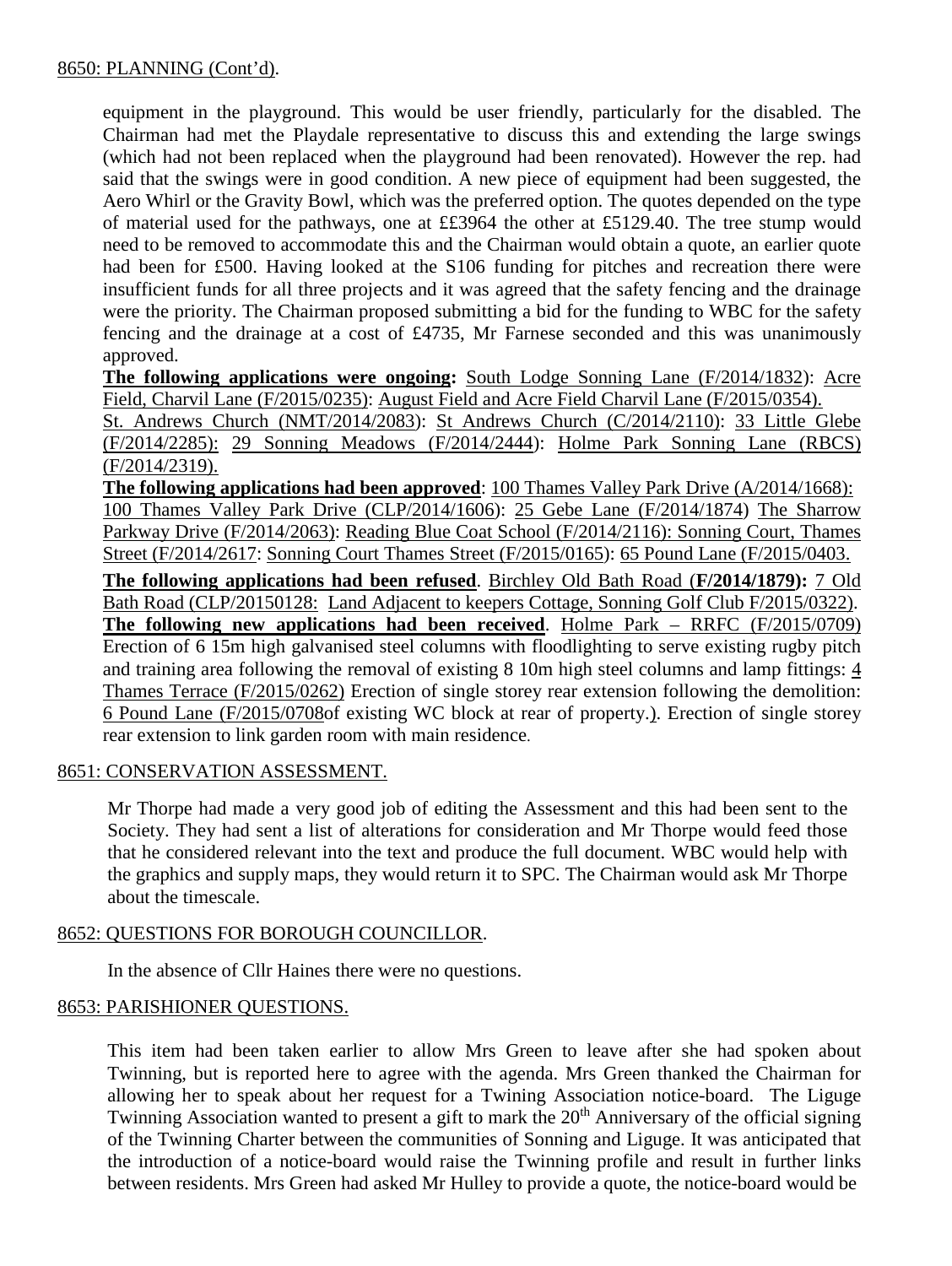8650: PLANNING (Cont'd).

equipment in the playground. This would be user friendly, particularly for the disabled. The Chairman had met the Playdale representative to discuss this and extending the large swings (which had not been replaced when the playground had been renovated). However the rep. had said that the swings were in good condition. A new piece of equipment had been suggested, the Aero Whirl or the Gravity Bowl, which was the preferred option. The quotes depended on the type of material used for the pathways, one at ££3964 the other at £5129.40. The tree stump would need to be removed to accommodate this and the Chairman would obtain a quote, an earlier quote had been for £500. Having looked at the S106 funding for pitches and recreation there were insufficient funds for all three projects and it was agreed that the safety fencing and the drainage were the priority. The Chairman proposed submitting a bid for the funding to WBC for the safety fencing and the drainage at a cost of £4735, Mr Farnese seconded and this was unanimously approved.

**The following applications were ongoing:** South Lodge Sonning Lane (F/2014/1832): Acre Field, Charvil Lane (F/2015/0235): August Field and Acre Field Charvil Lane (F/2015/0354). St. Andrews Church (NMT/2014/2083): St Andrews Church (C/2014/2110): 33 Little Glebe (F/2014/2285): 29 Sonning Meadows (F/2014/2444): Holme Park Sonning Lane (RBCS) (F/2014/2319).

**The following applications had been approved**: 100 Thames Valley Park Drive (A/2014/1668): 100 Thames Valley Park Drive (CLP/2014/1606): 25 Gebe Lane (F/2014/1874) The Sharrow Parkway Drive (F/2014/2063): Reading Blue Coat School (F/2014/2116): Sonning Court, Thames Street (F/2014/2617: Sonning Court Thames Street (F/2015/0165): 65 Pound Lane (F/2015/0403.

**The following applications had been refused**. Birchley Old Bath Road (**F/2014/1879):** 7 Old Bath Road (CLP/20150128: Land Adjacent to keepers Cottage, Sonning Golf Club F/2015/0322). **The following new applications had been received**. Holme Park – RRFC (F/2015/0709) Erection of 6 15m high galvanised steel columns with floodlighting to serve existing rugby pitch and training area following the removal of existing 8 10m high steel columns and lamp fittings: 4 Thames Terrace (F/2015/0262) Erection of single storey rear extension following the demolition: 6 Pound Lane (F/2015/0708of existing WC block at rear of property.). Erection of single storey rear extension to link garden room with main residence.

8651: CONSERVATION ASSESSMENT.

Mr Thorpe had made a very good job of editing the Assessment and this had been sent to the Society. They had sent a list of alterations for consideration and Mr Thorpe would feed those that he considered relevant into the text and produce the full document. WBC would help with the graphics and supply maps, they would return it to SPC. The Chairman would ask Mr Thorpe about the timescale.

8652: QUESTIONS FOR BOROUGH COUNCILLOR.

In the absence of Cllr Haines there were no questions.

8653: PARISHIONER QUESTIONS.

This item had been taken earlier to allow Mrs Green to leave after she had spoken about Twinning, but is reported here to agree with the agenda. Mrs Green thanked the Chairman for allowing her to speak about her request for a Twining Association notice-board. The Liguge Twinning Association wanted to present a gift to mark the 20th Anniversary of the official signing of the Twinning Charter between the communities of Sonning and Liguge. It was anticipated that the introduction of a notice-board would raise the Twinning profile and result in further links between residents. Mrs Green had asked Mr Hulley to provide a quote, the notice-board would be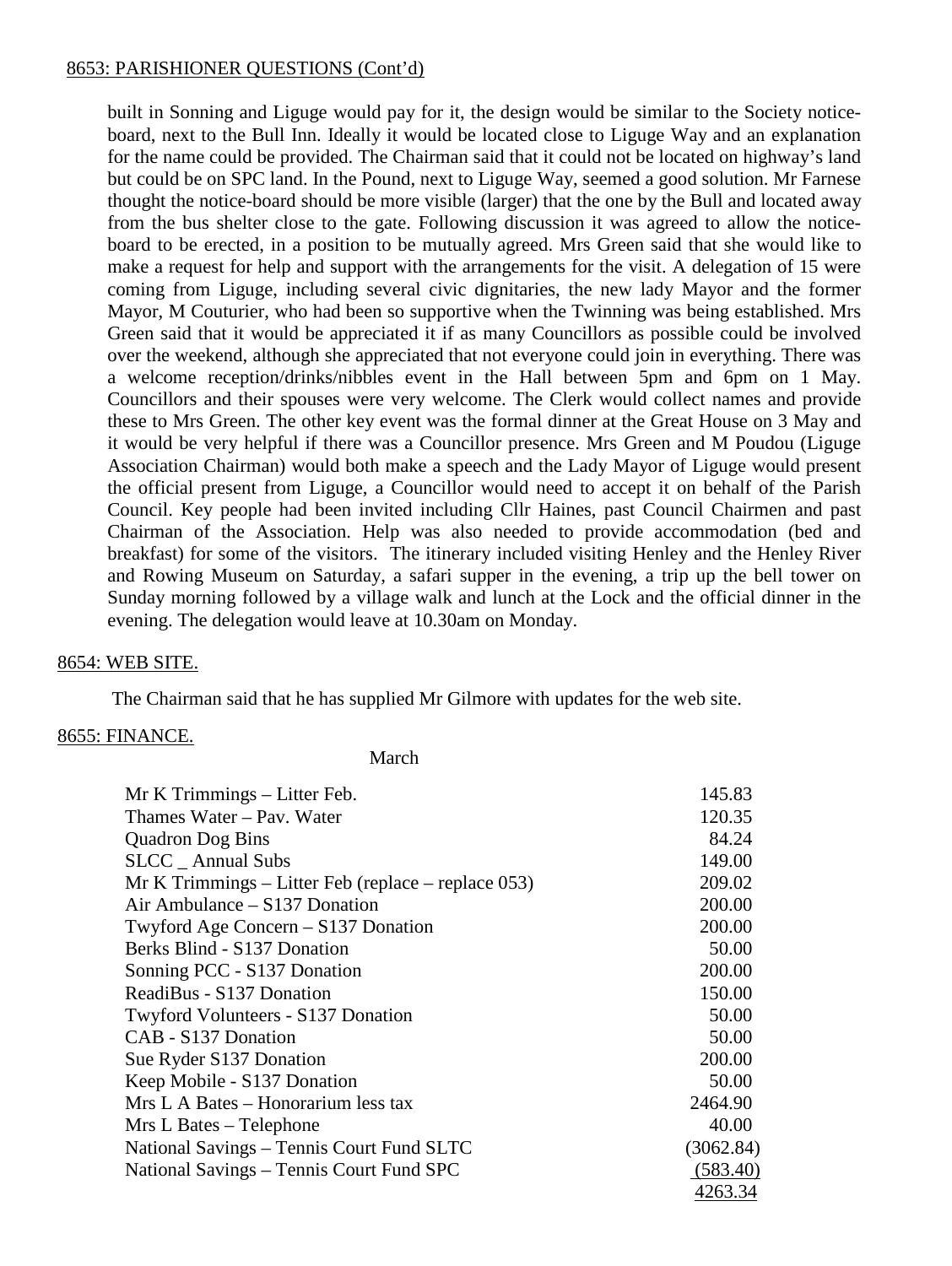8653: PARISHIONER QUESTIONS (Cont'd)

built in Sonning and Liguge would pay for it, the design would be similar to the Society notice-board, next to the Bull Inn. Ideally it would be located close to Liguge Way and an explanation for the name could be provided. The Chairman said that it could not be located on highway's land but could be on SPC land. In the Pound, next to Liguge Way, seemed a good solution. Mr Farnese thought the notice-board should be more visible (larger) that the one by the Bull and located away from the bus shelter close to the gate. Following discussion it was agreed to allow the notice-board to be erected, in a position to be mutually agreed. Mrs Green said that she would like to make a request for help and support with the arrangements for the visit. A delegation of 15 were coming from Liguge, including several civic dignitaries, the new lady Mayor and the former Mayor, M Couturier, who had been so supportive when the Twinning was being established. Mrs Green said that it would be appreciated it if as many Councillors as possible could be involved over the weekend, although she appreciated that not everyone could join in everything. There was a welcome reception/drinks/nibbles event in the Hall between 5pm and 6pm on 1 May. Councillors and their spouses were very welcome. The Clerk would collect names and provide these to Mrs Green. The other key event was the formal dinner at the Great House on 3 May and it would be very helpful if there was a Councillor presence. Mrs Green and M Poudou (Liguge Association Chairman) would both make a speech and the Lady Mayor of Liguge would present the official present from Liguge, a Councillor would need to accept it on behalf of the Parish Council. Key people had been invited including Cllr Haines, past Council Chairmen and past Chairman of the Association. Help was also needed to provide accommodation (bed and breakfast) for some of the visitors. The itinerary included visiting Henley and the Henley River and Rowing Museum on Saturday, a safari supper in the evening, a trip up the bell tower on Sunday morning followed by a village walk and lunch at the Lock and the official dinner in the evening. The delegation would leave at 10.30am on Monday.

8654: WEB SITE.

The Chairman said that he has supplied Mr Gilmore with updates for the web site.

8655: FINANCE.

March

| | |
|---|---|
| Mr K Trimmings – Litter Feb. | 145.83 |
| Thames Water – Pav. Water | 120.35 |
| Quadron Dog Bins | 84.24 |
| SLCC _ Annual Subs | 149.00 |
| Mr K Trimmings – Litter Feb (replace – replace 053) | 209.02 |
| Air Ambulance – S137 Donation | 200.00 |
| Twyford Age Concern – S137 Donation | 200.00 |
| Berks Blind - S137 Donation | 50.00 |
| Sonning PCC - S137 Donation | 200.00 |
| ReadiBus - S137 Donation | 150.00 |
| Twyford Volunteers - S137 Donation | 50.00 |
| CAB - S137 Donation | 50.00 |
| Sue Ryder S137 Donation | 200.00 |
| Keep Mobile - S137 Donation | 50.00 |
| Mrs L A Bates – Honorarium less tax | 2464.90 |
| Mrs L Bates – Telephone | 40.00 |
| National Savings – Tennis Court Fund SLTC | (3062.84) |
| National Savings – Tennis Court Fund SPC | (583.40) |
| | 4263.34 |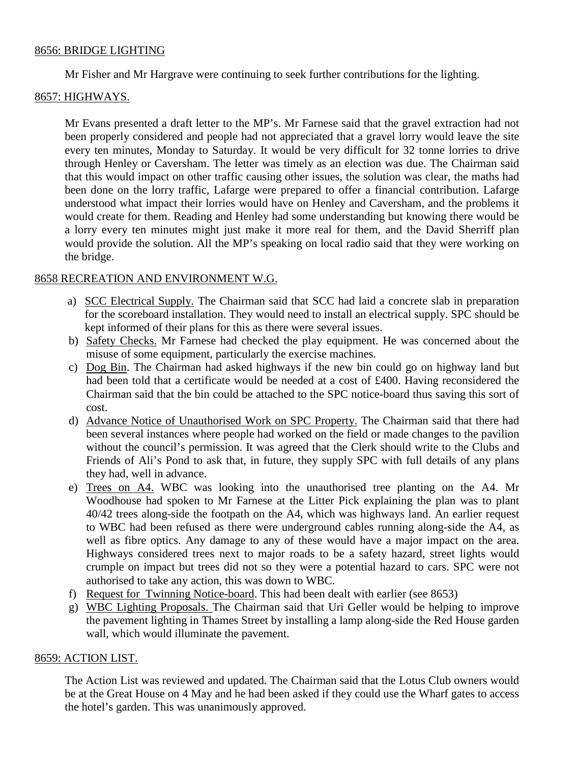8656: BRIDGE LIGHTING

Mr Fisher and Mr Hargrave were continuing to seek further contributions for the lighting.

8657: HIGHWAYS.

Mr Evans presented a draft letter to the MP's. Mr Farnese said that the gravel extraction had not been properly considered and people had not appreciated that a gravel lorry would leave the site every ten minutes, Monday to Saturday. It would be very difficult for 32 tonne lorries to drive through Henley or Caversham. The letter was timely as an election was due. The Chairman said that this would impact on other traffic causing other issues, the solution was clear, the maths had been done on the lorry traffic, Lafarge were prepared to offer a financial contribution. Lafarge understood what impact their lorries would have on Henley and Caversham, and the problems it would create for them. Reading and Henley had some understanding but knowing there would be a lorry every ten minutes might just make it more real for them, and the David Sherriff plan would provide the solution. All the MP's speaking on local radio said that they were working on the bridge.

8658 RECREATION AND ENVIRONMENT W.G.

a) SCC Electrical Supply. The Chairman said that SCC had laid a concrete slab in preparation for the scoreboard installation. They would need to install an electrical supply. SPC should be kept informed of their plans for this as there were several issues.
b) Safety Checks. Mr Farnese had checked the play equipment. He was concerned about the misuse of some equipment, particularly the exercise machines.
c) Dog Bin. The Chairman had asked highways if the new bin could go on highway land but had been told that a certificate would be needed at a cost of £400. Having reconsidered the Chairman said that the bin could be attached to the SPC notice-board thus saving this sort of cost.
d) Advance Notice of Unauthorised Work on SPC Property. The Chairman said that there had been several instances where people had worked on the field or made changes to the pavilion without the council's permission. It was agreed that the Clerk should write to the Clubs and Friends of Ali's Pond to ask that, in future, they supply SPC with full details of any plans they had, well in advance.
e) Trees on A4. WBC was looking into the unauthorised tree planting on the A4. Mr Woodhouse had spoken to Mr Farnese at the Litter Pick explaining the plan was to plant 40/42 trees along-side the footpath on the A4, which was highways land. An earlier request to WBC had been refused as there were underground cables running along-side the A4, as well as fibre optics. Any damage to any of these would have a major impact on the area. Highways considered trees next to major roads to be a safety hazard, street lights would crumple on impact but trees did not so they were a potential hazard to cars. SPC were not authorised to take any action, this was down to WBC.
f) Request for Twinning Notice-board. This had been dealt with earlier (see 8653)
g) WBC Lighting Proposals. The Chairman said that Uri Geller would be helping to improve the pavement lighting in Thames Street by installing a lamp along-side the Red House garden wall, which would illuminate the pavement.

8659: ACTION LIST.

The Action List was reviewed and updated. The Chairman said that the Lotus Club owners would be at the Great House on 4 May and he had been asked if they could use the Wharf gates to access the hotel's garden. This was unanimously approved.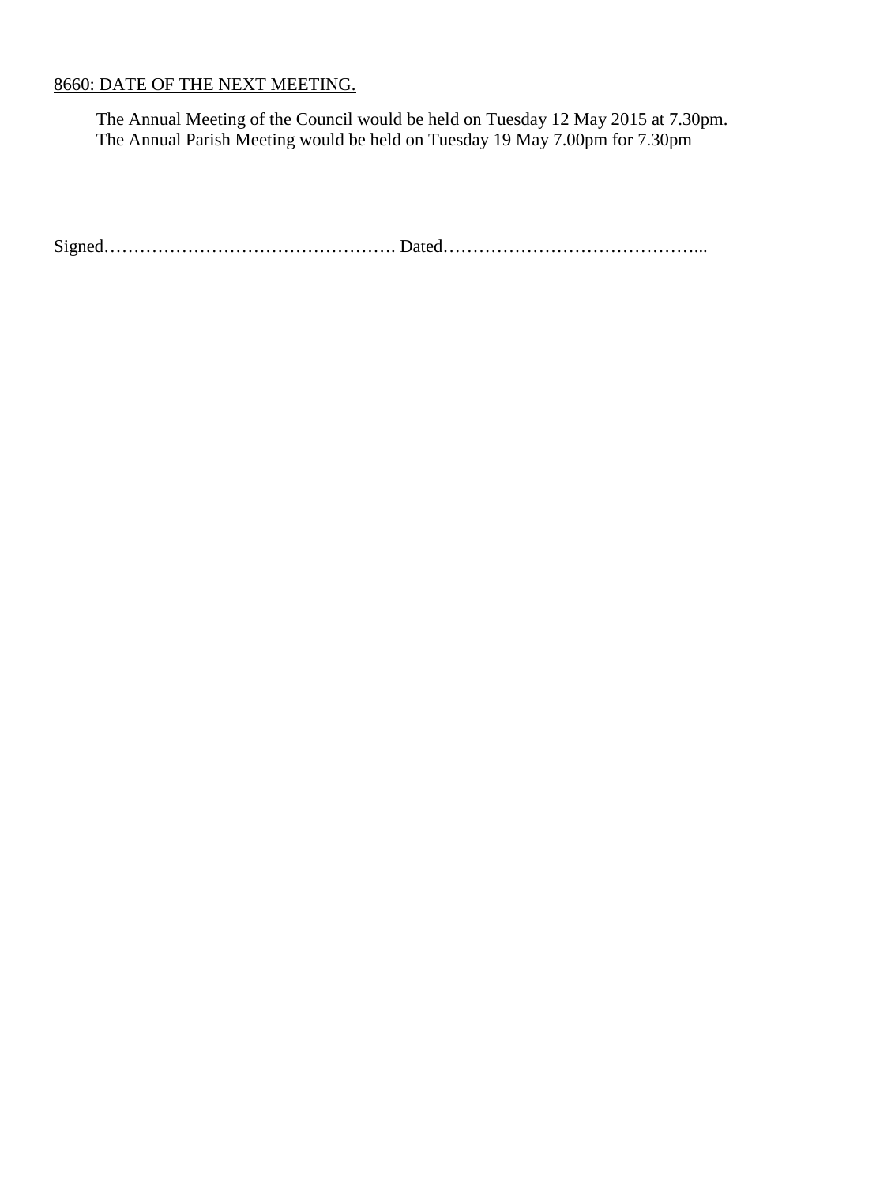<u>8660: DATE OF THE NEXT MEETING.</u>

The Annual Meeting of the Council would be held on Tuesday 12 May 2015 at 7.30pm.
The Annual Parish Meeting would be held on Tuesday 19 May 7.00pm for 7.30pm

Signed…………………………………………. Dated……………………………………...